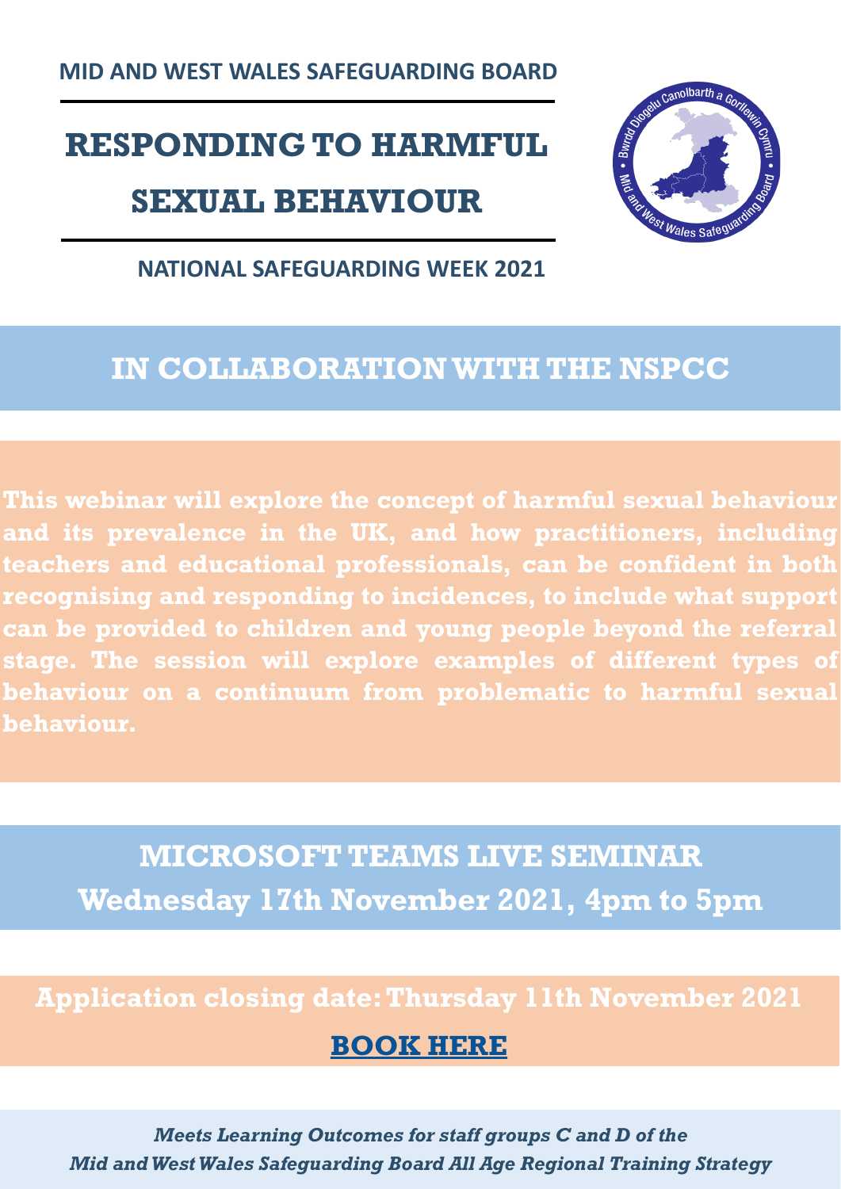**MID AND WEST WALES SAFEGUARDING BOARD**

# RESPONDING TO HARMFUL SEXUAL BEHAVIOUR

**NATIONAL SAFEGUARDING WEEK 2021**

## IN COLLABORATION WITH THE NSPCC

**This webinar will explore the concept of harmful sexual behaviour and its prevalence in the UK, and how practitioners, including teachers and educational professionals, can be confident in both recognising and responding to incidences, to include what support can be provided to children and young people beyond the referral stage. The session will explore examples of different types of behaviour on a continuum from problematic to harmful sexual behaviour.**

## MICROSOFT TEAMS LIVE SEMINAR
## Wednesday 17th November 2021, 4pm to 5pm

**Application closing date: Thursday 11th November 2021**

**BOOK HERE**

***Meets Learning Outcomes for staff groups C and D of the Mid and West Wales Safeguarding Board All Age Regional Training Strategy***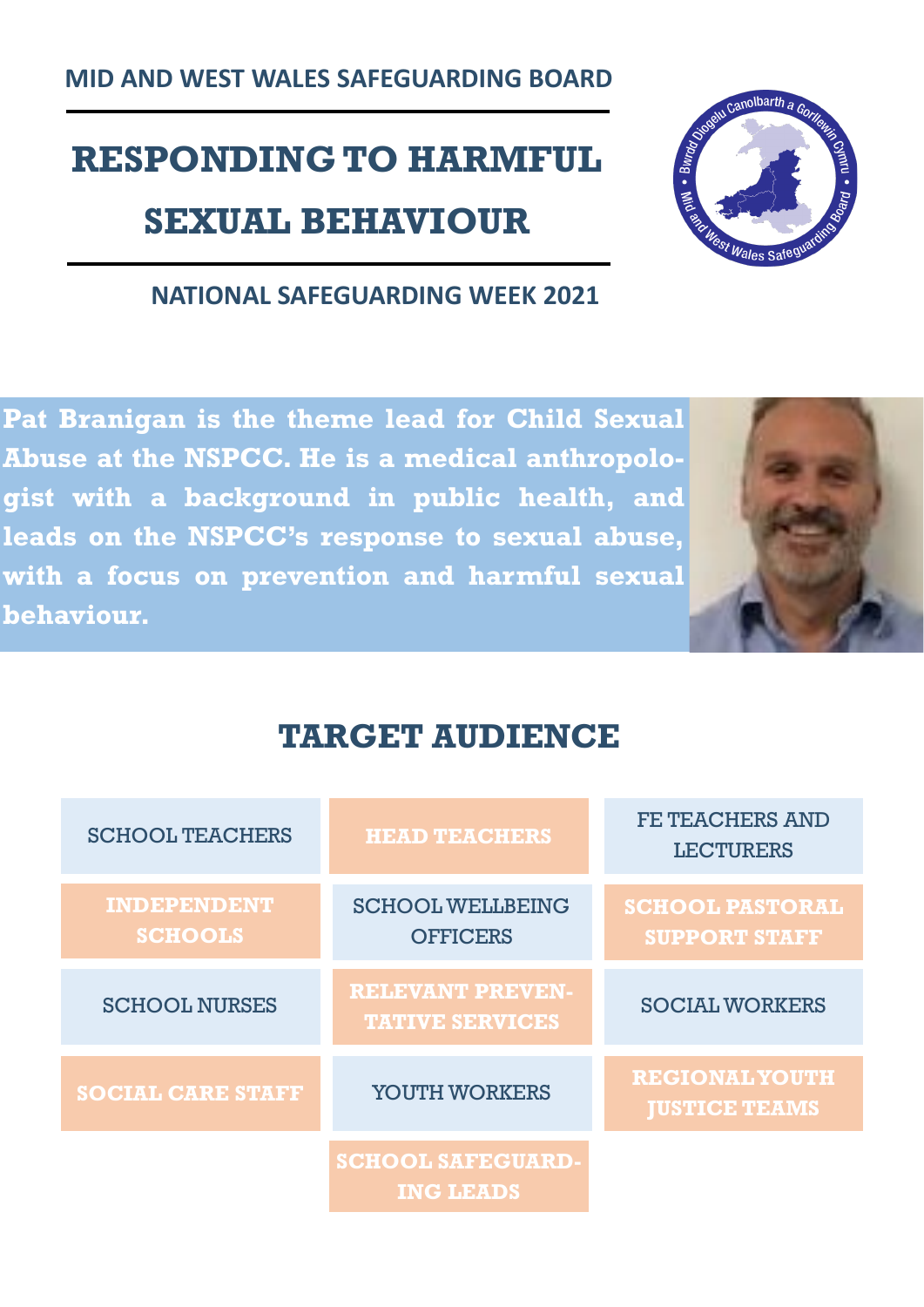MID AND WEST WALES SAFEGUARDING BOARD

# RESPONDING TO HARMFUL SEXUAL BEHAVIOUR

NATIONAL SAFEGUARDING WEEK 2021

**Pat Branigan is the theme lead for Child Sexual Abuse at the NSPCC. He is a medical anthropologist with a background in public health, and leads on the NSPCC's response to sexual abuse, with a focus on prevention and harmful sexual behaviour.**

## TARGET AUDIENCE

| | | |
|---|---|---|
| SCHOOL TEACHERS | HEAD TEACHERS | FE TEACHERS AND LECTURERS |
| INDEPENDENT SCHOOLS | SCHOOL WELLBEING OFFICERS | SCHOOL PASTORAL SUPPORT STAFF |
| SCHOOL NURSES | RELEVANT PREVENTATIVE SERVICES | SOCIAL WORKERS |
| SOCIAL CARE STAFF | YOUTH WORKERS | REGIONAL YOUTH JUSTICE TEAMS |
| | SCHOOL SAFEGUARDING LEADS | |